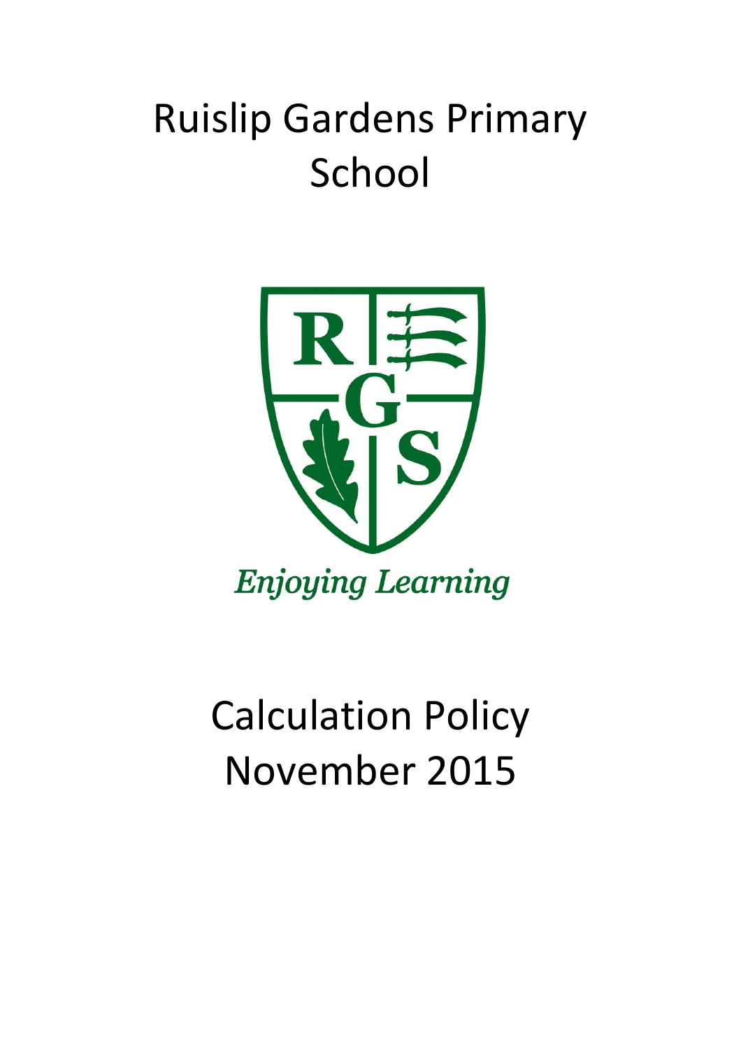# Ruislip Gardens Primary School

*Enjoying Learning*

# Calculation Policy November 2015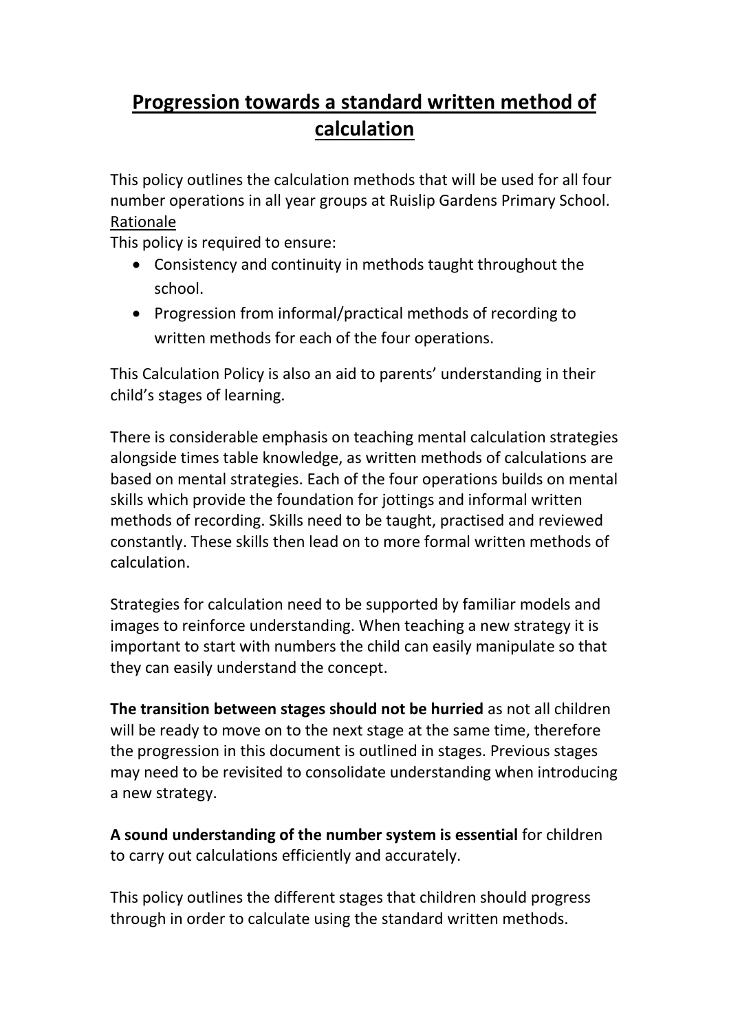# Progression towards a standard written method of calculation

This policy outlines the calculation methods that will be used for all four number operations in all year groups at Ruislip Gardens Primary School.

Rationale

This policy is required to ensure:

- Consistency and continuity in methods taught throughout the school.
- Progression from informal/practical methods of recording to written methods for each of the four operations.

This Calculation Policy is also an aid to parents' understanding in their child's stages of learning.

There is considerable emphasis on teaching mental calculation strategies alongside times table knowledge, as written methods of calculations are based on mental strategies. Each of the four operations builds on mental skills which provide the foundation for jottings and informal written methods of recording. Skills need to be taught, practised and reviewed constantly. These skills then lead on to more formal written methods of calculation.

Strategies for calculation need to be supported by familiar models and images to reinforce understanding. When teaching a new strategy it is important to start with numbers the child can easily manipulate so that they can easily understand the concept.

**The transition between stages should not be hurried** as not all children will be ready to move on to the next stage at the same time, therefore the progression in this document is outlined in stages. Previous stages may need to be revisited to consolidate understanding when introducing a new strategy.

**A sound understanding of the number system is essential** for children to carry out calculations efficiently and accurately.

This policy outlines the different stages that children should progress through in order to calculate using the standard written methods.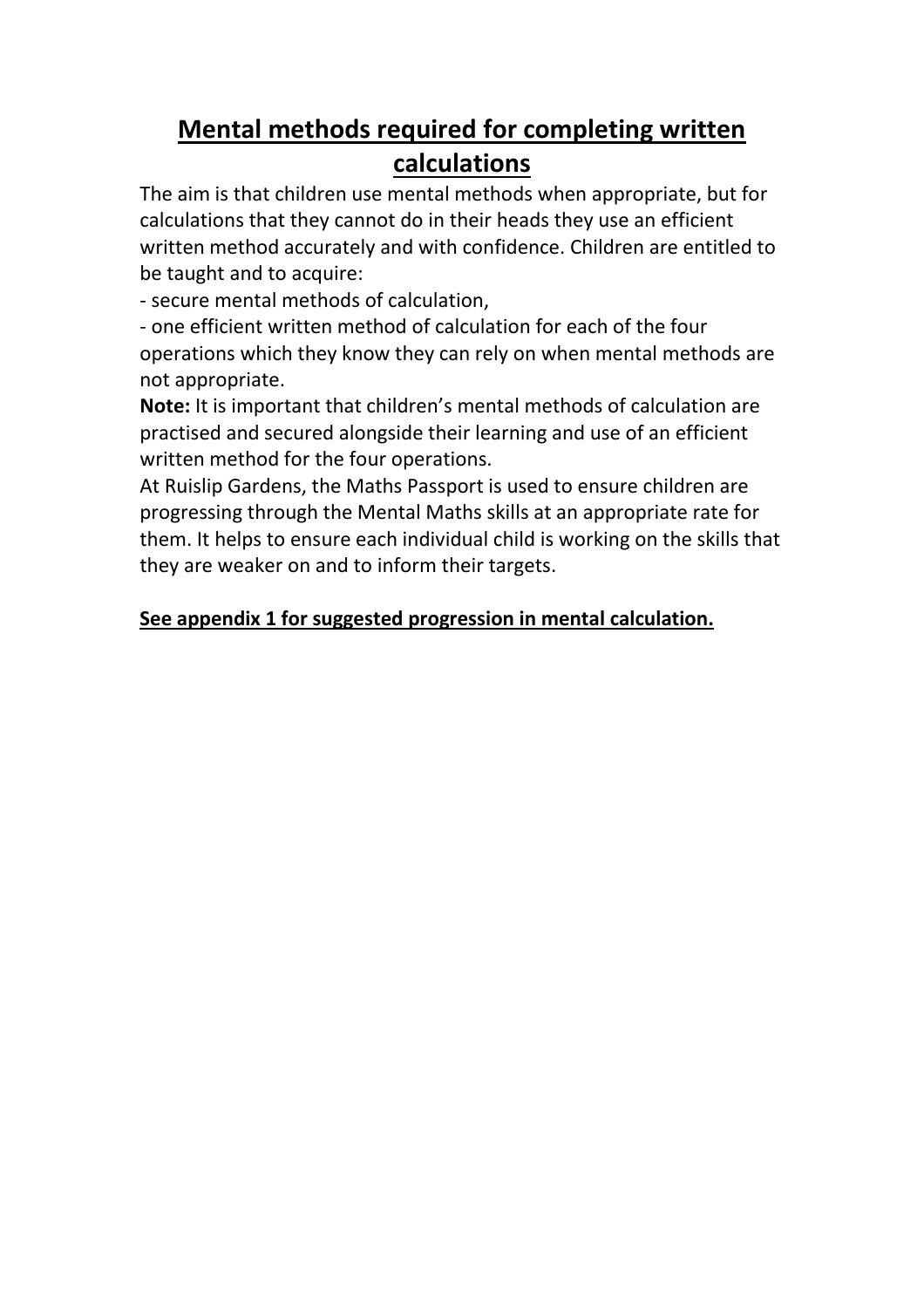# Mental methods required for completing written calculations

The aim is that children use mental methods when appropriate, but for calculations that they cannot do in their heads they use an efficient written method accurately and with confidence. Children are entitled to be taught and to acquire:

- secure mental methods of calculation,
- one efficient written method of calculation for each of the four operations which they know they can rely on when mental methods are not appropriate.

**Note:** It is important that children's mental methods of calculation are practised and secured alongside their learning and use of an efficient written method for the four operations.

At Ruislip Gardens, the Maths Passport is used to ensure children are progressing through the Mental Maths skills at an appropriate rate for them. It helps to ensure each individual child is working on the skills that they are weaker on and to inform their targets.

**See appendix 1 for suggested progression in mental calculation.**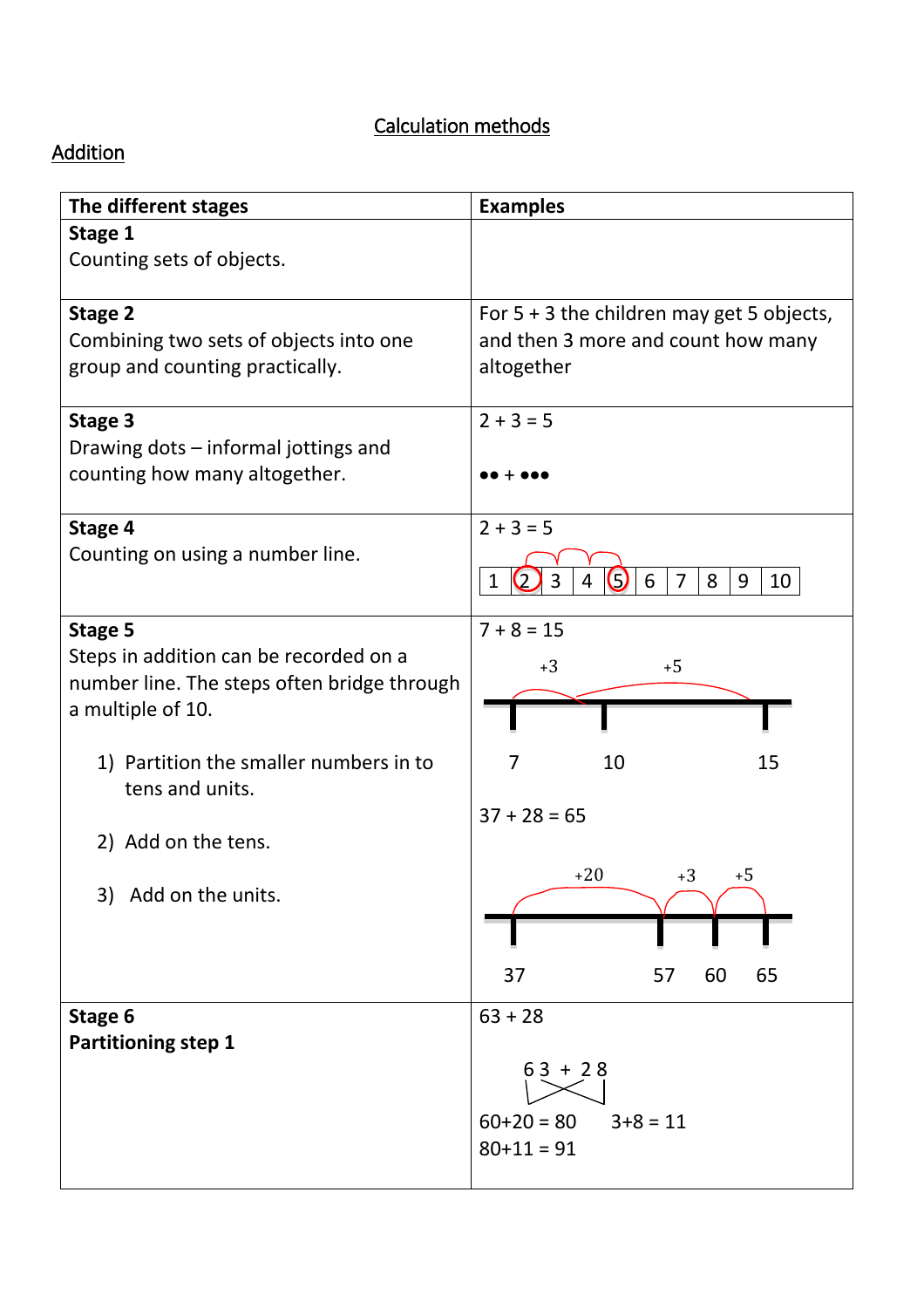# Calculation methods

## Addition

| The different stages | Examples |
|---|---|
| **Stage 1**<br>Counting sets of objects. | |
| **Stage 2**<br>Combining two sets of objects into one group and counting practically. | For 5 + 3 the children may get 5 objects, and then 3 more and count how many altogether |
| **Stage 3**<br>Drawing dots – informal jottings and counting how many altogether. | 2 + 3 = 5<br><br>●● + ●●● |
| **Stage 4**<br>Counting on using a number line. | 2 + 3 = 5<br><br>1 (2) 3 4 (5) 6 7 8 9 10 |
| **Stage 5**<br>Steps in addition can be recorded on a number line. The steps often bridge through a multiple of 10.<br><br>1) Partition the smaller numbers in to tens and units.<br><br>2) Add on the tens.<br><br>3) Add on the units. | 7 + 8 = 15<br><br>+3 +5<br><br>7 10 15<br><br>37 + 28 = 65<br><br>+20 +3 +5<br><br>37 57 60 65 |
| **Stage 6**<br>**Partitioning step 1** | 63 + 28<br><br>6 3 + 2 8<br><br>60+20 = 80 3+8 = 11<br>80+11 = 91 |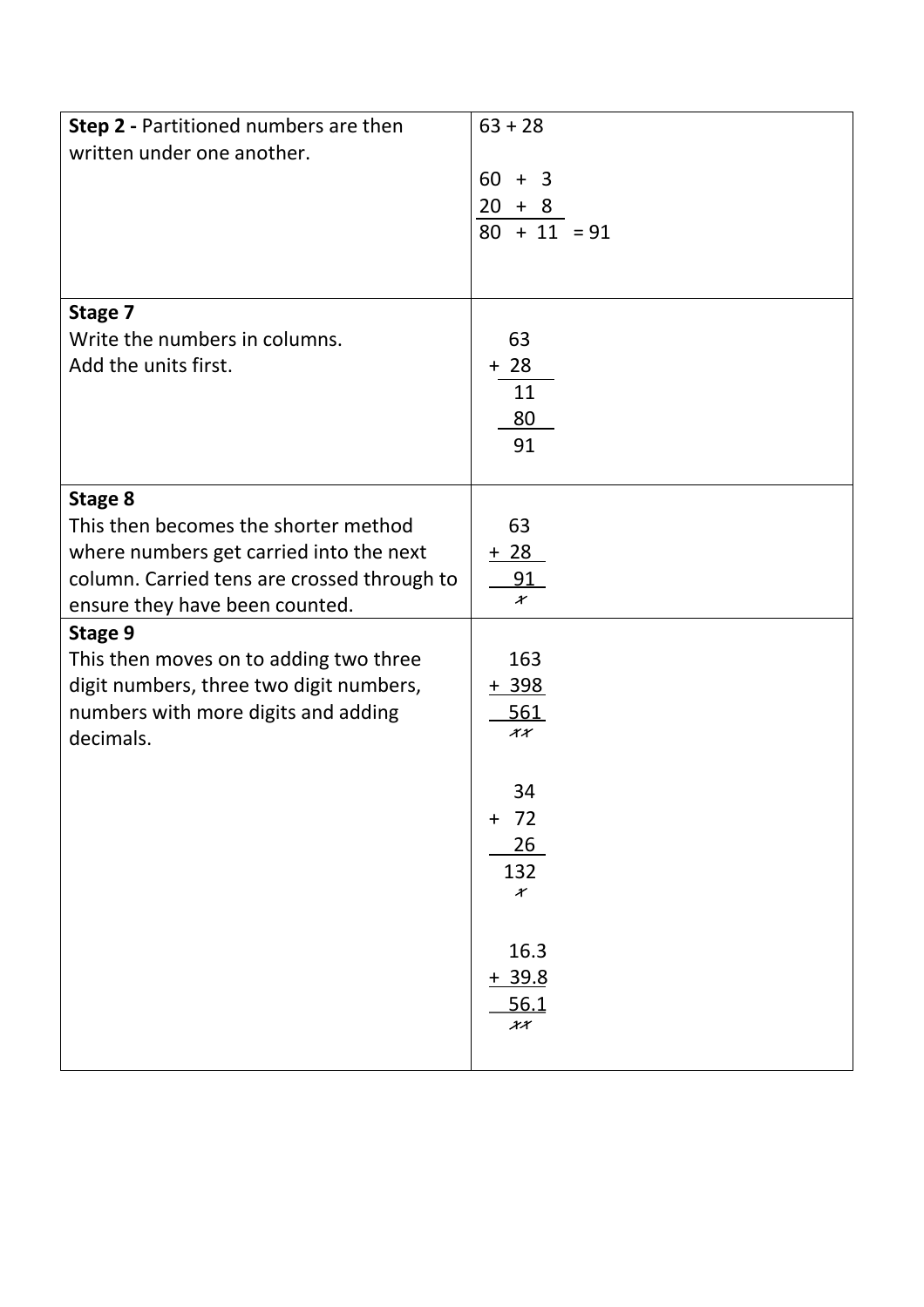| | |
|---|---|
| **Step 2 -** Partitioned numbers are then written under one another. | 63 + 28<br><br>60 + 3<br>20 + 8<br>80 + 11 = 91 |
| **Stage 7**<br>Write the numbers in columns.<br>Add the units first. | 63<br>+ 28<br>11<br>80<br>91 |
| **Stage 8**<br>This then becomes the shorter method where numbers get carried into the next column. Carried tens are crossed through to ensure they have been counted. | 63<br>+ 28<br>91<br>1 (crossed through) |
| **Stage 9**<br>This then moves on to adding two three digit numbers, three two digit numbers, numbers with more digits and adding decimals. | 163<br>+ 398<br>561<br>11 (crossed through)<br><br>34<br>+ 72<br>26<br>132<br>1 (crossed through)<br><br>16.3<br>+ 39.8<br>56.1<br>11 (crossed through) |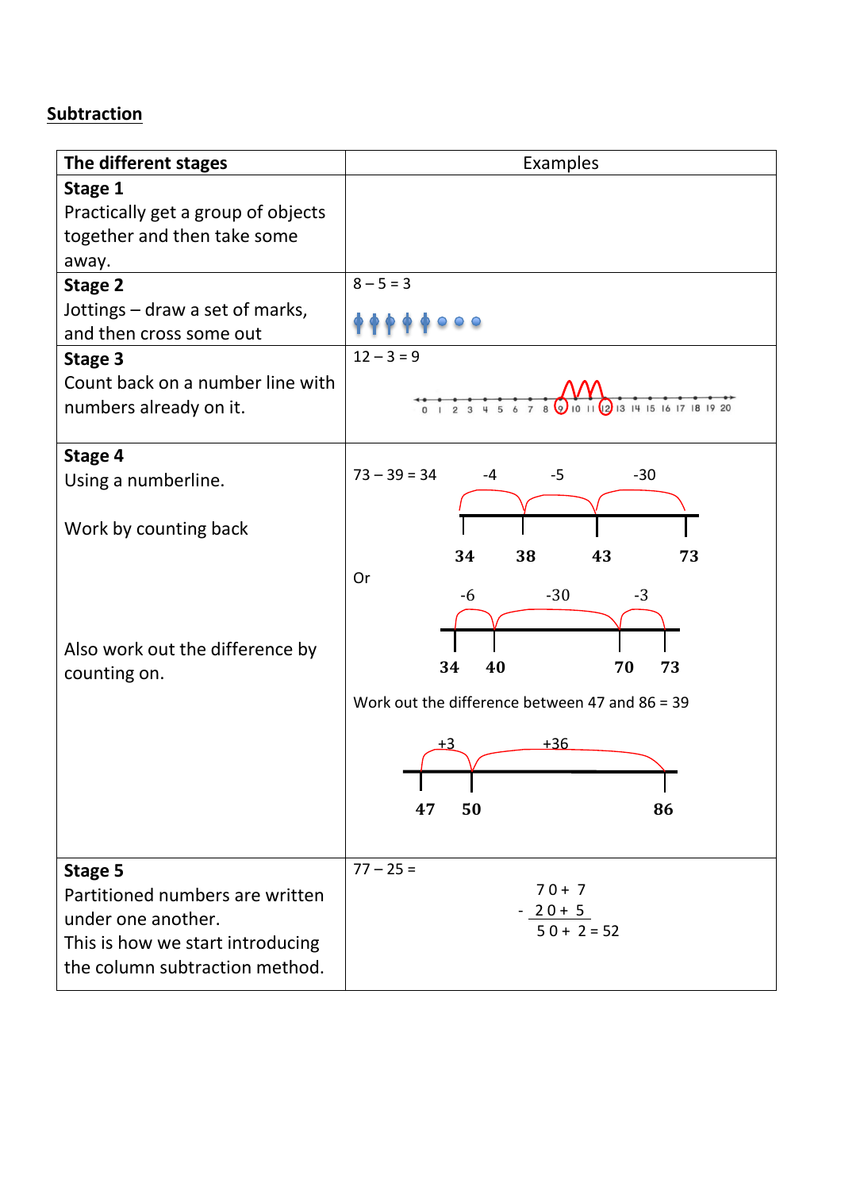## Subtraction

| The different stages | Examples |
|---|---|
| **Stage 1**<br>Practically get a group of objects together and then take some away. | |
| **Stage 2**<br>Jottings – draw a set of marks, and then cross some out | 8 – 5 = 3 |
| **Stage 3**<br>Count back on a number line with numbers already on it. | 12 – 3 = 9<br>0 1 2 3 4 5 6 7 8 9 10 11 12 13 14 15 16 17 18 19 20 |
| **Stage 4**<br>Using a numberline.<br><br>Work by counting back<br><br>Also work out the difference by counting on. | 73 – 39 = 34 &nbsp; -4 &nbsp; -5 &nbsp; -30<br>34 &nbsp; 38 &nbsp; 43 &nbsp; 73<br><br>Or<br>-6 &nbsp; -30 &nbsp; -3<br>34 &nbsp; 40 &nbsp; 70 &nbsp; 73<br><br>Work out the difference between 47 and 86 = 39<br>+3 &nbsp; +36<br>47 &nbsp; 50 &nbsp; 86 |
| **Stage 5**<br>Partitioned numbers are written under one another.<br>This is how we start introducing the column subtraction method. | 77 – 25 =<br>70 + 7<br>- 20 + 5<br>50 + 2 = 52 |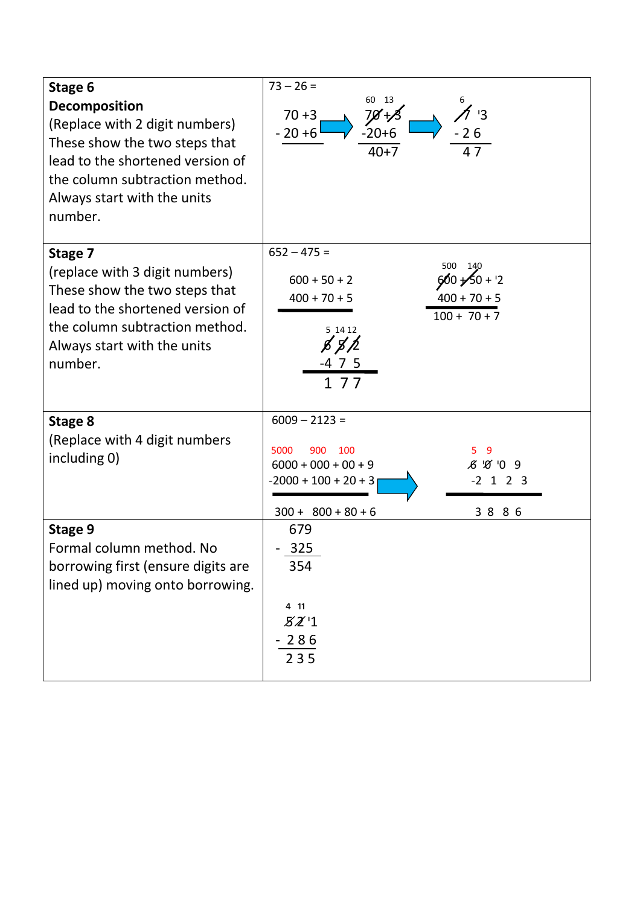| | |
|---|---|
| **Stage 6**<br>**Decomposition**<br>(Replace with 2 digit numbers)<br>These show the two steps that lead to the shortened version of the column subtraction method. Always start with the units number. | 73 – 26 =<br><br>70 +3<br>- 20 +6<br>→<br>60 13<br>~~70~~ + ~~3~~<br>-20+6<br>40+7<br>→<br>6<br>~~7~~ '3<br>- 2 6<br>4 7 |
| **Stage 7**<br>(replace with 3 digit numbers)<br>These show the two steps that lead to the shortened version of the column subtraction method. Always start with the units number. | 652 – 475 =<br><br>600 + 50 + 2<br>400 + 70 + 5<br><br>500 140<br>~~600~~ + ~~50~~ + '2<br>400 + 70 + 5<br>100 + 70 + 7<br><br>5 14 12<br>~~6~~ ~~5~~ ~~2~~<br>-4 7 5<br>1 7 7 |
| **Stage 8**<br>(Replace with 4 digit numbers including 0) | 6009 – 2123 =<br><br>5000 900 100<br>6000 + 000 + 00 + 9<br>-2000 + 100 + 20 + 3<br>300 + 800 + 80 + 6<br>→<br>5 9<br>~~6~~ '~~0~~ '0 9<br>-2 1 2 3<br>3 8 8 6 |
| **Stage 9**<br>Formal column method. No borrowing first (ensure digits are lined up) moving onto borrowing. | 679<br>- 325<br>354<br><br>4 11<br>~~5~~ ~~2~~ '1<br>- 2 8 6<br>2 3 5 |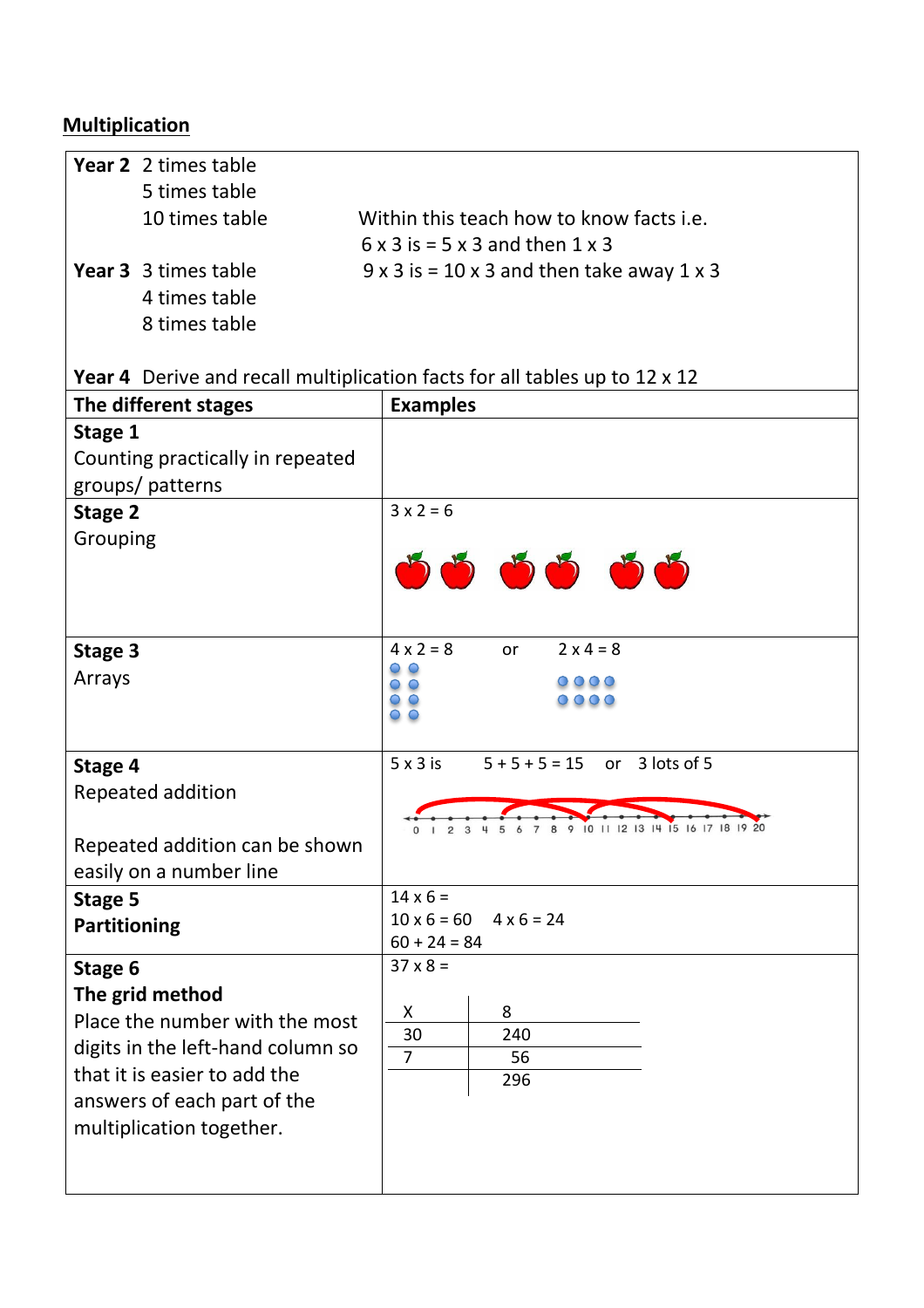## Multiplication

**Year 2** 2 times table
5 times table
10 times table

Within this teach how to know facts i.e.
6 x 3 is = 5 x 3 and then 1 x 3
9 x 3 is = 10 x 3 and then take away 1 x 3

**Year 3** 3 times table
4 times table
8 times table

**Year 4** Derive and recall multiplication facts for all tables up to 12 x 12

| The different stages | Examples |
|---|---|
| **Stage 1**<br>Counting practically in repeated groups/ patterns | |
| **Stage 2**<br>Grouping | 3 x 2 = 6 |
| **Stage 3**<br>Arrays | 4 x 2 = 8 or 2 x 4 = 8 |
| **Stage 4**<br>Repeated addition<br><br>Repeated addition can be shown easily on a number line | 5 x 3 is 5 + 5 + 5 = 15 or 3 lots of 5<br>0 1 2 3 4 5 6 7 8 9 10 11 12 13 14 15 16 17 18 19 20 |
| **Stage 5**<br>**Partitioning** | 14 x 6 =<br>10 x 6 = 60 4 x 6 = 24<br>60 + 24 = 84 |
| **Stage 6**<br>**The grid method**<br>Place the number with the most digits in the left-hand column so that it is easier to add the answers of each part of the multiplication together. | 37 x 8 =<br><br>X \| 8<br>30 \| 240<br>7 \| 56<br>\| 296 |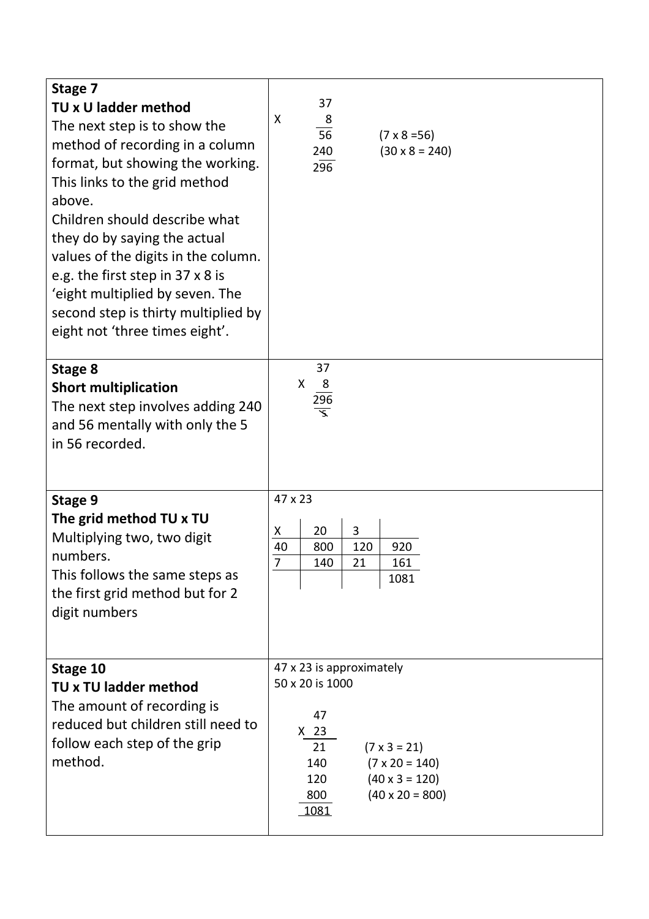| | |
|---|---|
| **Stage 7**<br>**TU x U ladder method**<br>The next step is to show the method of recording in a column format, but showing the working. This links to the grid method above.<br>Children should describe what they do by saying the actual values of the digits in the column. e.g. the first step in 37 x 8 is 'eight multiplied by seven. The second step is thirty multiplied by eight not 'three times eight'. | 37<br>X 8<br>56 (7 x 8 =56)<br>240 (30 x 8 = 240)<br>296 |
| **Stage 8**<br>**Short multiplication**<br>The next step involves adding 240 and 56 mentally with only the 5 in 56 recorded. | 37<br>X 8<br>296<br>5 |
| **Stage 9**<br>**The grid method TU x TU**<br>Multiplying two, two digit numbers.<br>This follows the same steps as the first grid method but for 2 digit numbers | 47 x 23<br><br>X \| 20 \| 3 \|<br>40 \| 800 \| 120 \| 920<br>7 \| 140 \| 21 \| 161<br>\| \| \| 1081 |
| **Stage 10**<br>**TU x TU ladder method**<br>The amount of recording is reduced but children still need to follow each step of the grip method. | 47 x 23 is approximately<br>50 x 20 is 1000<br><br>47<br>X 23<br>21 (7 x 3 = 21)<br>140 (7 x 20 = 140)<br>120 (40 x 3 = 120)<br>800 (40 x 20 = 800)<br>1081 |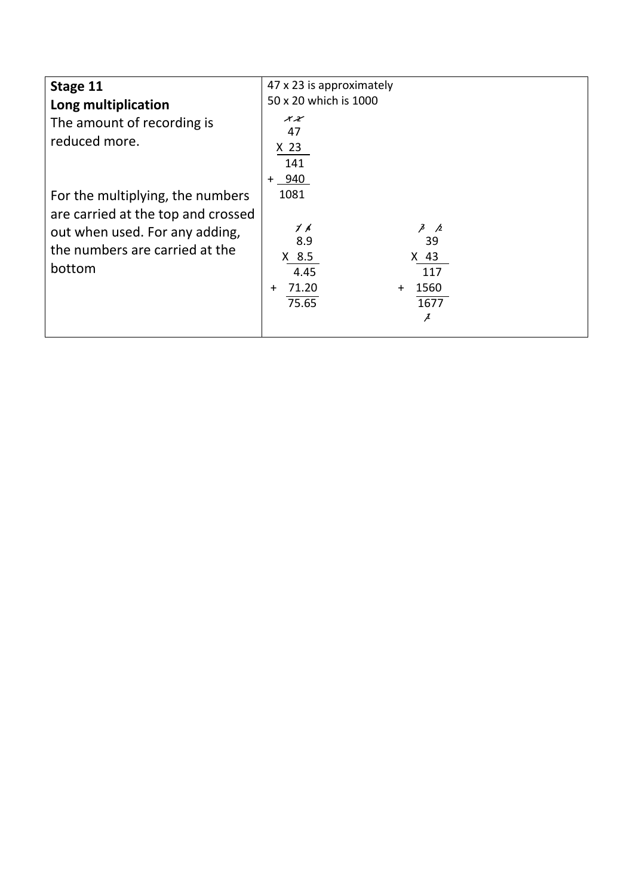| **Stage 11**<br>**Long multiplication**<br>The amount of recording is reduced more.<br><br>For the multiplying, the numbers are carried at the top and crossed out when used. For any adding, the numbers are carried at the bottom | 47 x 23 is approximately<br>50 x 20 which is 1000 |
|---|---|

| **Stage 11**<br>**Long multiplication**<br>The amount of recording is reduced more.<br><br>For the multiplying, the numbers are carried at the top and crossed out when used. For any adding, the numbers are carried at the bottom | 47 x 23 is approximately<br>50 x 20 which is 1000<br><br>```<br>  1 2<br>   47<br> X 23<br>  141<br>+ 940<br> 1081<br>```<br><br>```<br>   7 4<br>   8.9<br> X 8.5<br>   4.45<br>+ 71.20<br>  75.65<br>```<br><br>```<br>   3 2<br>    39<br>  X 43<br>   117<br>+ 1560<br>  1677<br>   1<br>``` |
|---|---|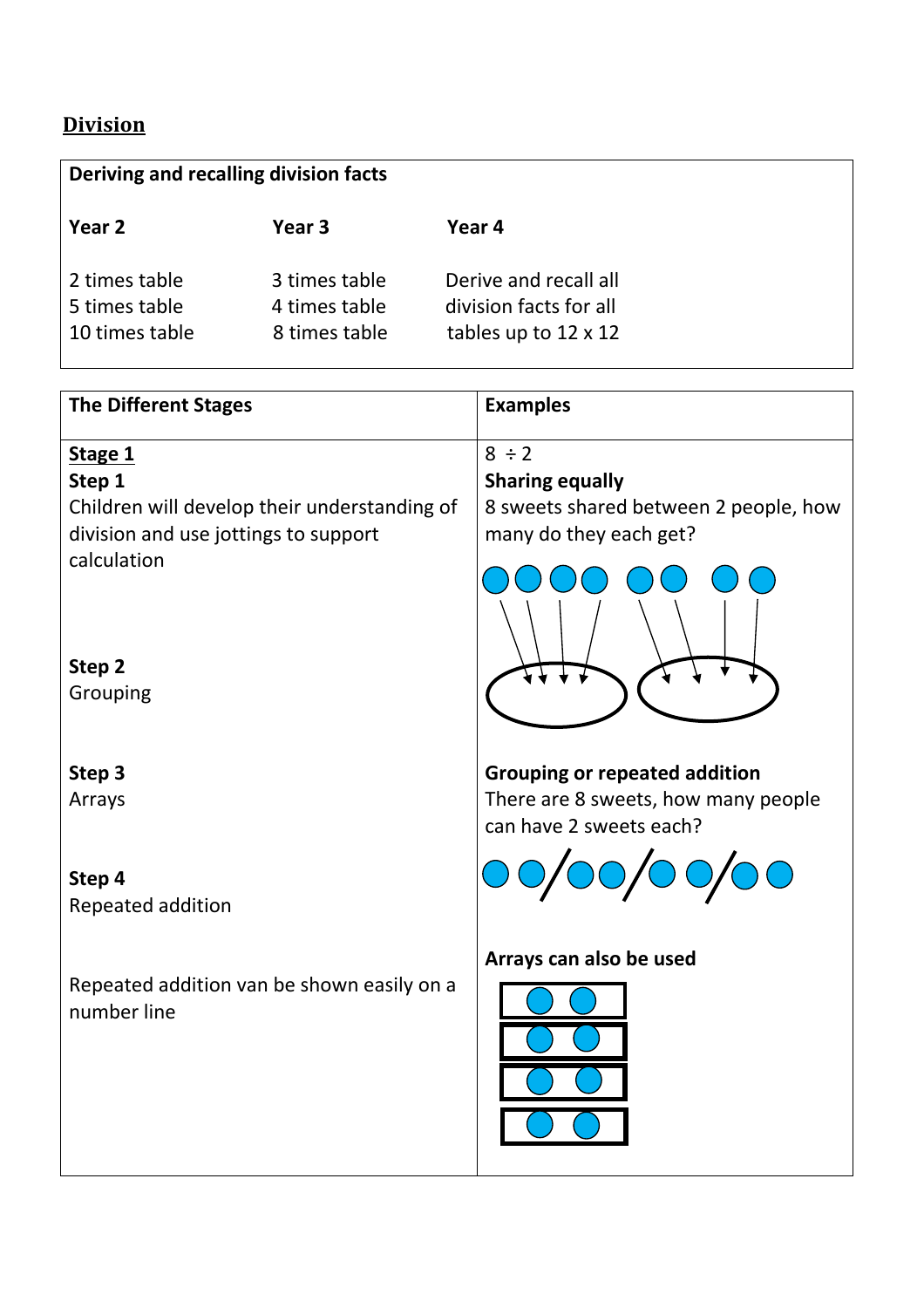## Division

| Deriving and recalling division facts | | |
|---|---|---|
| **Year 2** | **Year 3** | **Year 4** |
| 2 times table<br>5 times table<br>10 times table | 3 times table<br>4 times table<br>8 times table | Derive and recall all division facts for all tables up to 12 x 12 |

| The Different Stages | Examples |
|---|---|
| **Stage 1**<br>**Step 1**<br>Children will develop their understanding of division and use jottings to support calculation<br><br>**Step 2**<br>Grouping<br><br>**Step 3**<br>Arrays<br><br>**Step 4**<br>Repeated addition<br><br>Repeated addition van be shown easily on a number line | $8 \div 2$<br>**Sharing equally**<br>8 sweets shared between 2 people, how many do they each get?<br><br>**Grouping or repeated addition**<br>There are 8 sweets, how many people can have 2 sweets each?<br><br>**Arrays can also be used** |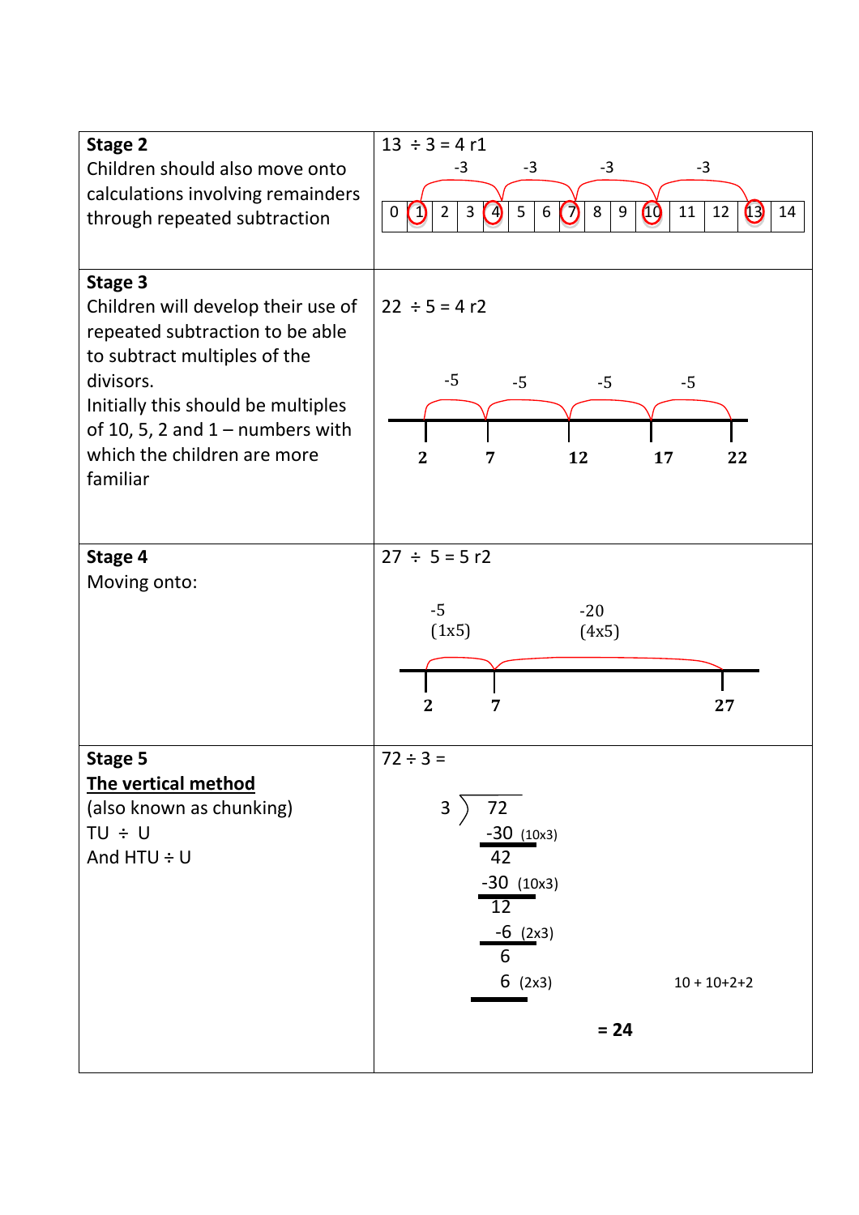| | |
|---|---|
| **Stage 2**<br>Children should also move onto calculations involving remainders through repeated subtraction | 13 ÷ 3 = 4 r1<br>-3 -3 -3 -3<br>0 1 2 3 4 5 6 7 8 9 10 11 12 13 14 |
| **Stage 3**<br>Children will develop their use of repeated subtraction to be able to subtract multiples of the divisors.<br>Initially this should be multiples of 10, 5, 2 and 1 – numbers with which the children are more familiar | 22 ÷ 5 = 4 r2<br>-5 -5 -5 -5<br>2 7 12 17 22 |
| **Stage 4**<br>Moving onto: | 27 ÷ 5 = 5 r2<br>-5 (1x5) -20 (4x5)<br>2 7 27 |
| **Stage 5**<br>**<u>The vertical method</u>**<br>(also known as chunking)<br>TU ÷ U<br>And HTU ÷ U | 72 ÷ 3 =<br>3 ) 72<br>-30 (10x3)<br>42<br>-30 (10x3)<br>12<br>-6 (2x3)<br>6<br>6 (2x3)<br>10 + 10+2+2<br>**= 24** |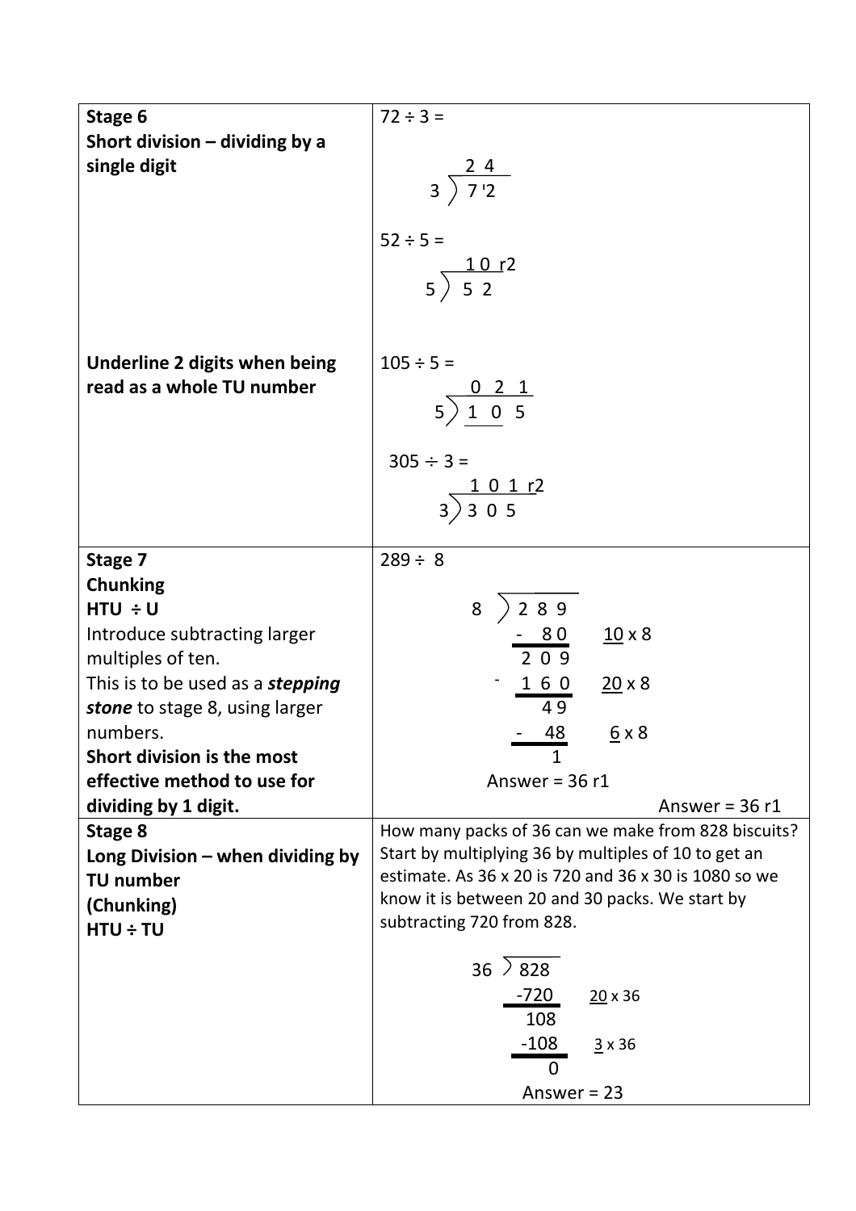| | |
|---|---|
| **Stage 6**<br>**Short division – dividing by a single digit**<br><br><br><br><br><br><br>**Underline 2 digits when being read as a whole TU number** | 72 ÷ 3 =<br><br>$3\overline{)7\,{}^{1}2}$ = 2 4<br><br>52 ÷ 5 =<br><br>$5\overline{)5\;2}$ = 1 0 r2<br><br>105 ÷ 5 =<br><br>$5\overline{)\underline{1\;0}\;5}$ = 0 2 1<br><br>305 ÷ 3 =<br><br>$3\overline{)3\;0\;5}$ = 1 0 1 r2 |
| **Stage 7**<br>**Chunking**<br>**HTU ÷ U**<br>Introduce subtracting larger multiples of ten.<br>This is to be used as a ***stepping stone*** to stage 8, using larger numbers.<br>**Short division is the most effective method to use for dividing by 1 digit.** | 289 ÷ 8<br><br>8 ) 2 8 9<br>- 8 0 &nbsp;&nbsp; <u>10</u> x 8<br>2 0 9<br>- 1 6 0 &nbsp;&nbsp; <u>20</u> x 8<br>4 9<br>- 48 &nbsp;&nbsp; <u>6</u> x 8<br>1<br>Answer = 36 r1<br><br>Answer = 36 r1 |
| **Stage 8**<br>**Long Division – when dividing by TU number**<br>**(Chunking)**<br>**HTU ÷ TU** | How many packs of 36 can we make from 828 biscuits? Start by multiplying 36 by multiples of 10 to get an estimate. As 36 x 20 is 720 and 36 x 30 is 1080 so we know it is between 20 and 30 packs. We start by subtracting 720 from 828.<br><br>36 ) 828<br>-720 &nbsp;&nbsp; <u>20</u> x 36<br>108<br>-108 &nbsp;&nbsp; <u>3</u> x 36<br>0<br>Answer = 23 |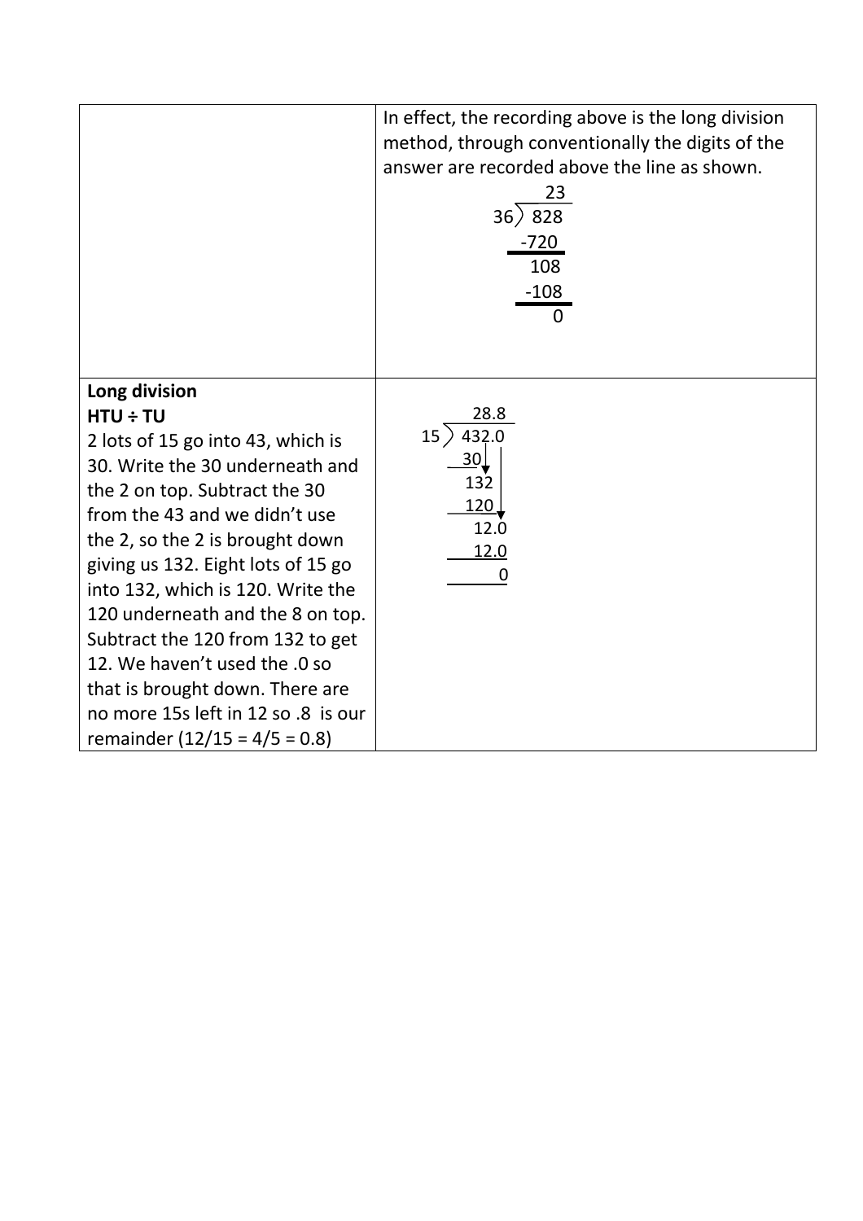| | |
|---|---|
| | In effect, the recording above is the long division method, through conventionally the digits of the answer are recorded above the line as shown.<br>```<br>     23<br>36 ) 828<br>    -720<br>     108<br>    -108<br>       0<br>``` |
| **Long division**<br>**HTU ÷ TU**<br>2 lots of 15 go into 43, which is 30. Write the 30 underneath and the 2 on top. Subtract the 30 from the 43 and we didn't use the 2, so the 2 is brought down giving us 132. Eight lots of 15 go into 132, which is 120. Write the 120 underneath and the 8 on top. Subtract the 120 from 132 to get 12. We haven't used the .0 so that is brought down. There are no more 15s left in 12 so .8 is our remainder (12/15 = 4/5 = 0.8) | ```<br>      28.8<br>15 ) 432.0<br>     30<br>     132<br>     120<br>      12.0<br>      12.0<br>         0<br>``` |